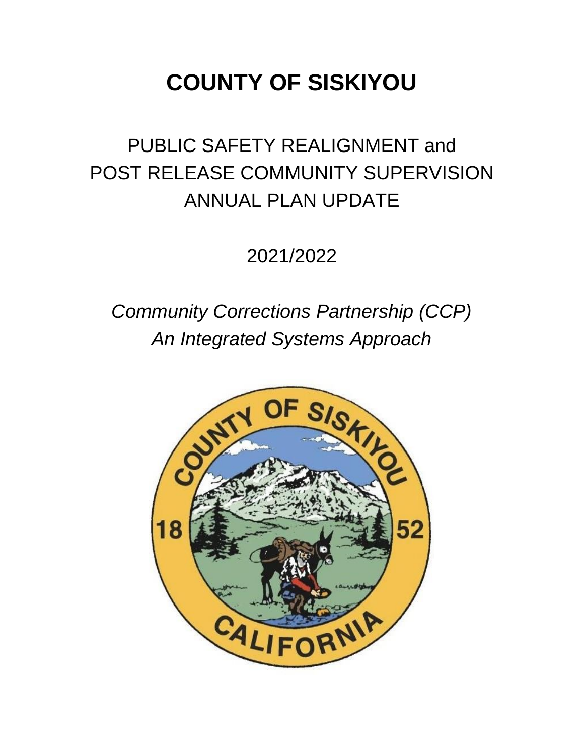# COUNTY OF SISKIYOU

## PUBLIC SAFETY REALIGNMENT and POST RELEASE COMMUNITY SUPERVISION ANNUAL PLAN UPDATE

2021/2022

*Community Corrections Partnership (CCP)*
*An Integrated Systems Approach*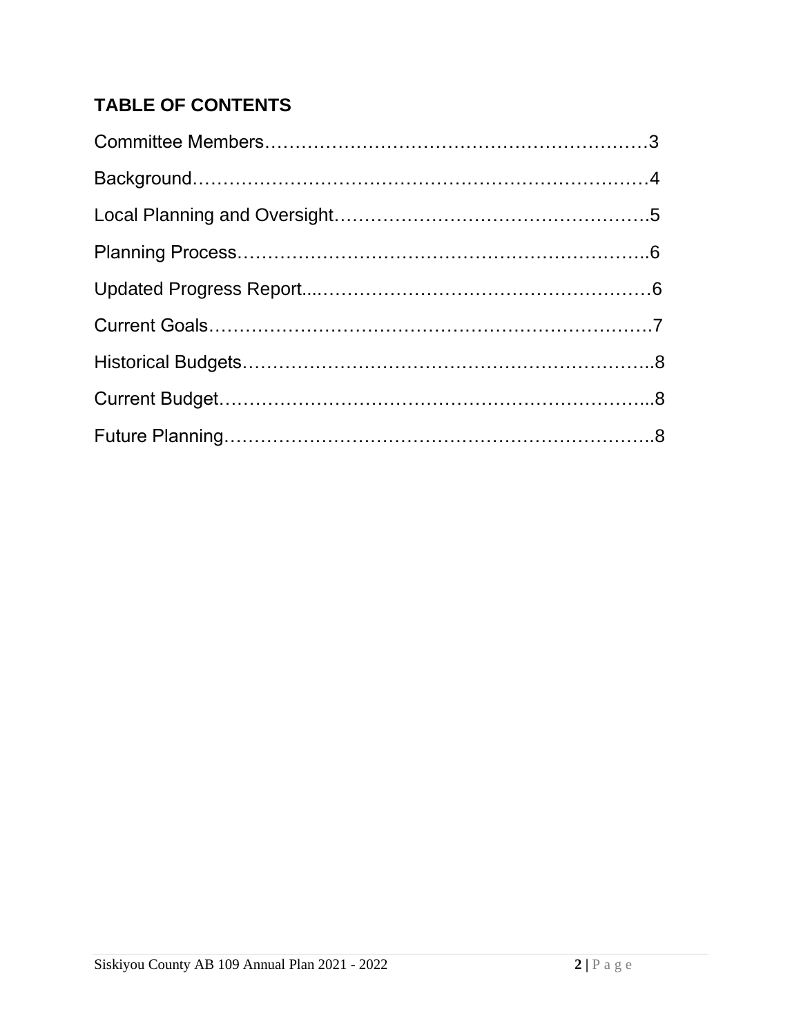## TABLE OF CONTENTS

Committee Members……………………………………………………3

Background………………………………………………………………4

Local Planning and Oversight…………………………………………5

Planning Process…………………………………………………………6

Updated Progress Report…………………………………………………6

Current Goals……………………………………………………………7

Historical Budgets………………………………………………………8

Current Budget……………………………………………………………8

Future Planning…………………………………………………………8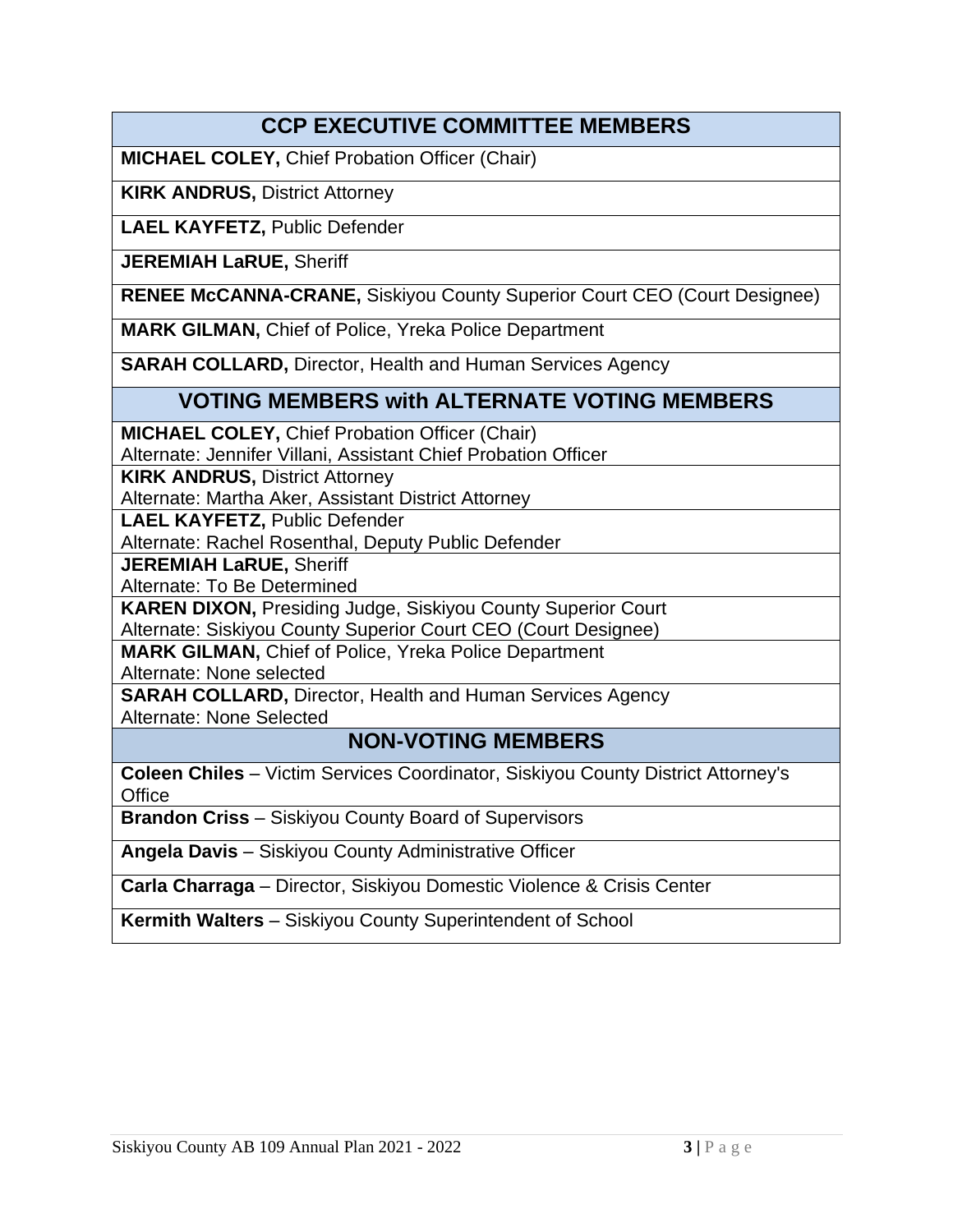| CCP EXECUTIVE COMMITTEE MEMBERS |
| --- |
| **MICHAEL COLEY,** Chief Probation Officer (Chair) |
| **KIRK ANDRUS,** District Attorney |
| **LAEL KAYFETZ,** Public Defender |
| **JEREMIAH LaRUE,** Sheriff |
| **RENEE McCANNA-CRANE,** Siskiyou County Superior Court CEO (Court Designee) |
| **MARK GILMAN,** Chief of Police, Yreka Police Department |
| **SARAH COLLARD,** Director, Health and Human Services Agency |
| **VOTING MEMBERS with ALTERNATE VOTING MEMBERS** |
| **MICHAEL COLEY,** Chief Probation Officer (Chair)<br>Alternate: Jennifer Villani, Assistant Chief Probation Officer |
| **KIRK ANDRUS,** District Attorney<br>Alternate: Martha Aker, Assistant District Attorney |
| **LAEL KAYFETZ,** Public Defender<br>Alternate: Rachel Rosenthal, Deputy Public Defender |
| **JEREMIAH LaRUE,** Sheriff<br>Alternate: To Be Determined |
| **KAREN DIXON,** Presiding Judge, Siskiyou County Superior Court<br>Alternate: Siskiyou County Superior Court CEO (Court Designee) |
| **MARK GILMAN,** Chief of Police, Yreka Police Department<br>Alternate: None selected |
| **SARAH COLLARD,** Director, Health and Human Services Agency<br>Alternate: None Selected |
| **NON-VOTING MEMBERS** |
| **Coleen Chiles** – Victim Services Coordinator, Siskiyou County District Attorney's Office |
| **Brandon Criss** – Siskiyou County Board of Supervisors |
| **Angela Davis** – Siskiyou County Administrative Officer |
| **Carla Charraga** – Director, Siskiyou Domestic Violence & Crisis Center |
| **Kermith Walters** – Siskiyou County Superintendent of School |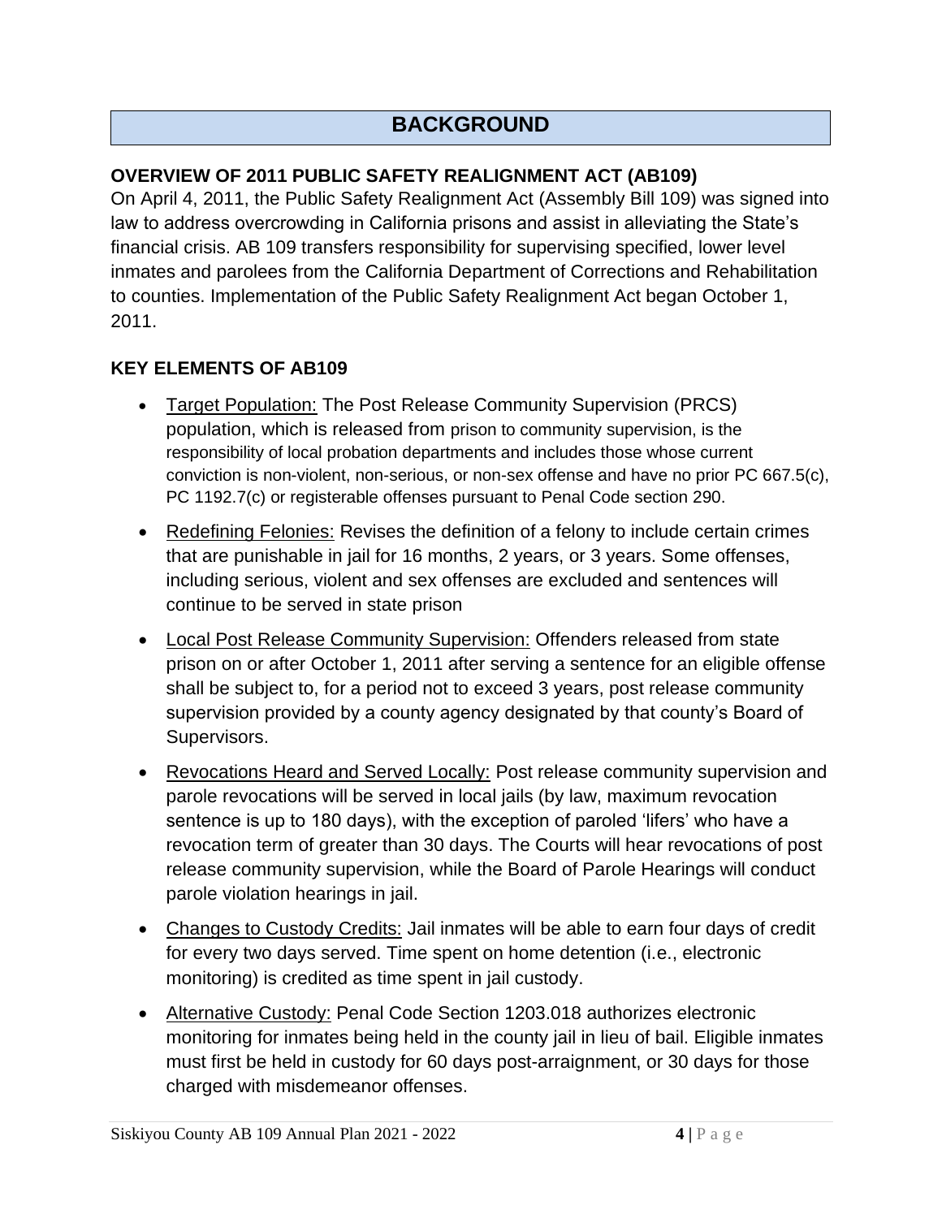# BACKGROUND

## OVERVIEW OF 2011 PUBLIC SAFETY REALIGNMENT ACT (AB109)

On April 4, 2011, the Public Safety Realignment Act (Assembly Bill 109) was signed into law to address overcrowding in California prisons and assist in alleviating the State's financial crisis. AB 109 transfers responsibility for supervising specified, lower level inmates and parolees from the California Department of Corrections and Rehabilitation to counties. Implementation of the Public Safety Realignment Act began October 1, 2011.

## KEY ELEMENTS OF AB109

- Target Population: The Post Release Community Supervision (PRCS) population, which is released from prison to community supervision, is the responsibility of local probation departments and includes those whose current conviction is non-violent, non-serious, or non-sex offense and have no prior PC 667.5(c), PC 1192.7(c) or registerable offenses pursuant to Penal Code section 290.
- Redefining Felonies: Revises the definition of a felony to include certain crimes that are punishable in jail for 16 months, 2 years, or 3 years. Some offenses, including serious, violent and sex offenses are excluded and sentences will continue to be served in state prison
- Local Post Release Community Supervision: Offenders released from state prison on or after October 1, 2011 after serving a sentence for an eligible offense shall be subject to, for a period not to exceed 3 years, post release community supervision provided by a county agency designated by that county's Board of Supervisors.
- Revocations Heard and Served Locally: Post release community supervision and parole revocations will be served in local jails (by law, maximum revocation sentence is up to 180 days), with the exception of paroled 'lifers' who have a revocation term of greater than 30 days. The Courts will hear revocations of post release community supervision, while the Board of Parole Hearings will conduct parole violation hearings in jail.
- Changes to Custody Credits: Jail inmates will be able to earn four days of credit for every two days served. Time spent on home detention (i.e., electronic monitoring) is credited as time spent in jail custody.
- Alternative Custody: Penal Code Section 1203.018 authorizes electronic monitoring for inmates being held in the county jail in lieu of bail. Eligible inmates must first be held in custody for 60 days post-arraignment, or 30 days for those charged with misdemeanor offenses.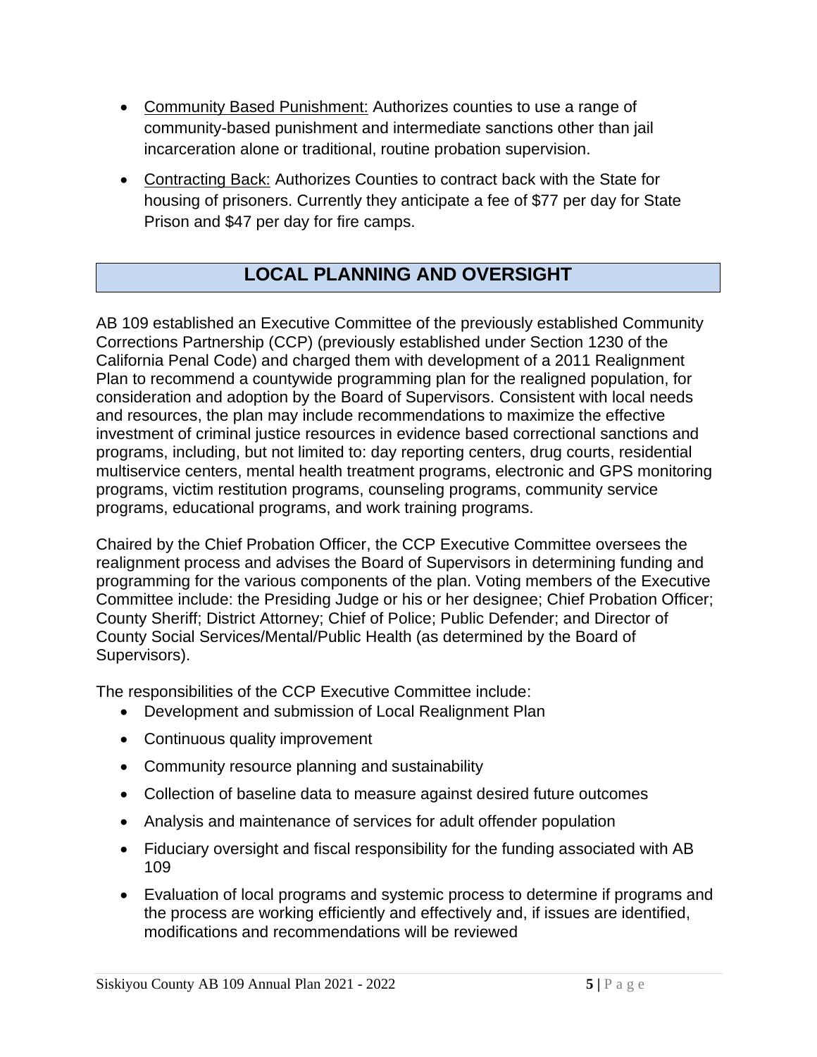- Community Based Punishment: Authorizes counties to use a range of community-based punishment and intermediate sanctions other than jail incarceration alone or traditional, routine probation supervision.
- Contracting Back: Authorizes Counties to contract back with the State for housing of prisoners. Currently they anticipate a fee of $77 per day for State Prison and $47 per day for fire camps.

## LOCAL PLANNING AND OVERSIGHT

AB 109 established an Executive Committee of the previously established Community Corrections Partnership (CCP) (previously established under Section 1230 of the California Penal Code) and charged them with development of a 2011 Realignment Plan to recommend a countywide programming plan for the realigned population, for consideration and adoption by the Board of Supervisors. Consistent with local needs and resources, the plan may include recommendations to maximize the effective investment of criminal justice resources in evidence based correctional sanctions and programs, including, but not limited to: day reporting centers, drug courts, residential multiservice centers, mental health treatment programs, electronic and GPS monitoring programs, victim restitution programs, counseling programs, community service programs, educational programs, and work training programs.

Chaired by the Chief Probation Officer, the CCP Executive Committee oversees the realignment process and advises the Board of Supervisors in determining funding and programming for the various components of the plan. Voting members of the Executive Committee include: the Presiding Judge or his or her designee; Chief Probation Officer; County Sheriff; District Attorney; Chief of Police; Public Defender; and Director of County Social Services/Mental/Public Health (as determined by the Board of Supervisors).

The responsibilities of the CCP Executive Committee include:

- Development and submission of Local Realignment Plan
- Continuous quality improvement
- Community resource planning and sustainability
- Collection of baseline data to measure against desired future outcomes
- Analysis and maintenance of services for adult offender population
- Fiduciary oversight and fiscal responsibility for the funding associated with AB 109
- Evaluation of local programs and systemic process to determine if programs and the process are working efficiently and effectively and, if issues are identified, modifications and recommendations will be reviewed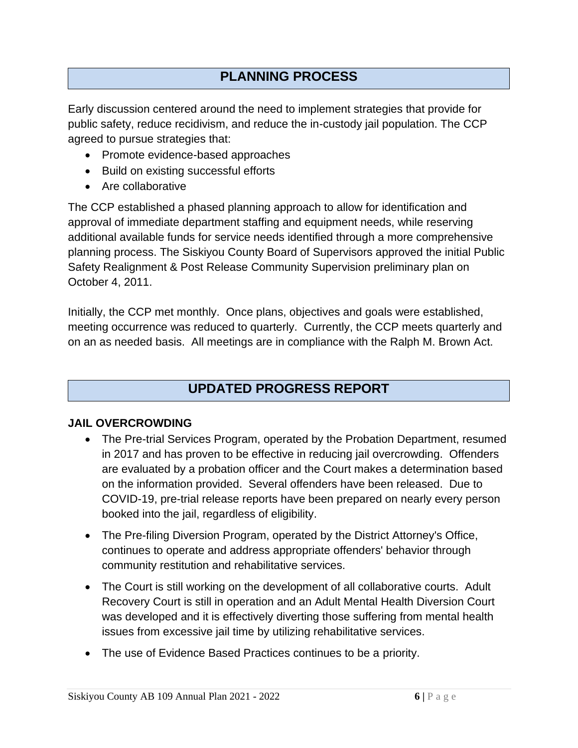## PLANNING PROCESS

Early discussion centered around the need to implement strategies that provide for public safety, reduce recidivism, and reduce the in-custody jail population. The CCP agreed to pursue strategies that:

- Promote evidence-based approaches
- Build on existing successful efforts
- Are collaborative

The CCP established a phased planning approach to allow for identification and approval of immediate department staffing and equipment needs, while reserving additional available funds for service needs identified through a more comprehensive planning process. The Siskiyou County Board of Supervisors approved the initial Public Safety Realignment & Post Release Community Supervision preliminary plan on October 4, 2011.

Initially, the CCP met monthly. Once plans, objectives and goals were established, meeting occurrence was reduced to quarterly. Currently, the CCP meets quarterly and on an as needed basis. All meetings are in compliance with the Ralph M. Brown Act.

## UPDATED PROGRESS REPORT

**JAIL OVERCROWDING**

- The Pre-trial Services Program, operated by the Probation Department, resumed in 2017 and has proven to be effective in reducing jail overcrowding. Offenders are evaluated by a probation officer and the Court makes a determination based on the information provided. Several offenders have been released. Due to COVID-19, pre-trial release reports have been prepared on nearly every person booked into the jail, regardless of eligibility.
- The Pre-filing Diversion Program, operated by the District Attorney's Office, continues to operate and address appropriate offenders' behavior through community restitution and rehabilitative services.
- The Court is still working on the development of all collaborative courts. Adult Recovery Court is still in operation and an Adult Mental Health Diversion Court was developed and it is effectively diverting those suffering from mental health issues from excessive jail time by utilizing rehabilitative services.
- The use of Evidence Based Practices continues to be a priority.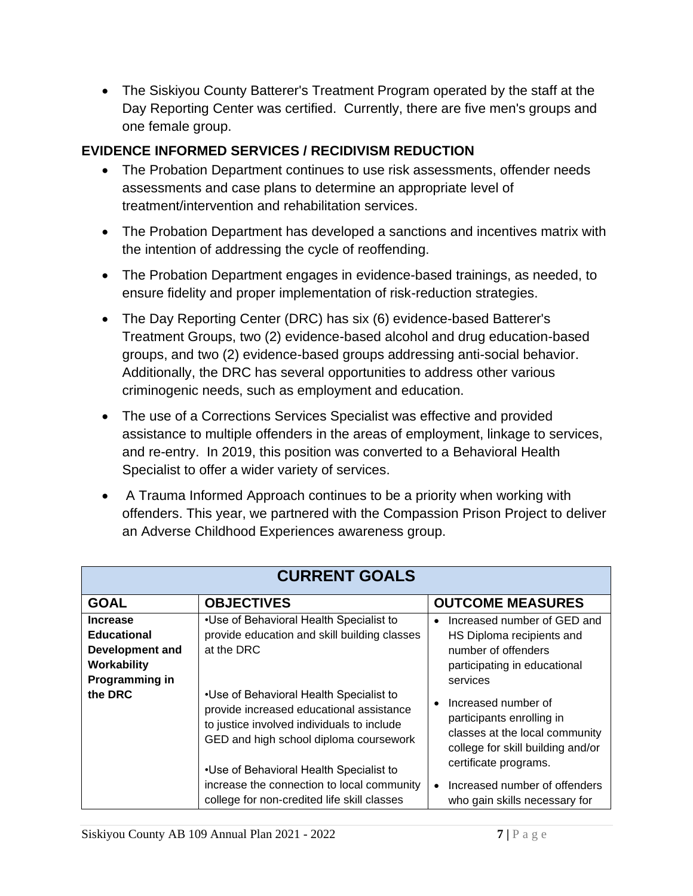- The Siskiyou County Batterer's Treatment Program operated by the staff at the Day Reporting Center was certified. Currently, there are five men's groups and one female group.

## EVIDENCE INFORMED SERVICES / RECIDIVISM REDUCTION

- The Probation Department continues to use risk assessments, offender needs assessments and case plans to determine an appropriate level of treatment/intervention and rehabilitation services.
- The Probation Department has developed a sanctions and incentives matrix with the intention of addressing the cycle of reoffending.
- The Probation Department engages in evidence-based trainings, as needed, to ensure fidelity and proper implementation of risk-reduction strategies.
- The Day Reporting Center (DRC) has six (6) evidence-based Batterer's Treatment Groups, two (2) evidence-based alcohol and drug education-based groups, and two (2) evidence-based groups addressing anti-social behavior. Additionally, the DRC has several opportunities to address other various criminogenic needs, such as employment and education.
- The use of a Corrections Services Specialist was effective and provided assistance to multiple offenders in the areas of employment, linkage to services, and re-entry. In 2019, this position was converted to a Behavioral Health Specialist to offer a wider variety of services.
- A Trauma Informed Approach continues to be a priority when working with offenders. This year, we partnered with the Compassion Prison Project to deliver an Adverse Childhood Experiences awareness group.

| CURRENT GOALS | | |
|---|---|---|
| **GOAL** | **OBJECTIVES** | **OUTCOME MEASURES** |
| **Increase Educational Development and Workability Programming in the DRC** | •Use of Behavioral Health Specialist to provide education and skill building classes at the DRC<br><br>•Use of Behavioral Health Specialist to provide increased educational assistance to justice involved individuals to include GED and high school diploma coursework<br><br>•Use of Behavioral Health Specialist to increase the connection to local community college for non-credited life skill classes | • Increased number of GED and HS Diploma recipients and number of offenders participating in educational services<br><br>• Increased number of participants enrolling in classes at the local community college for skill building and/or certificate programs.<br><br>• Increased number of offenders who gain skills necessary for |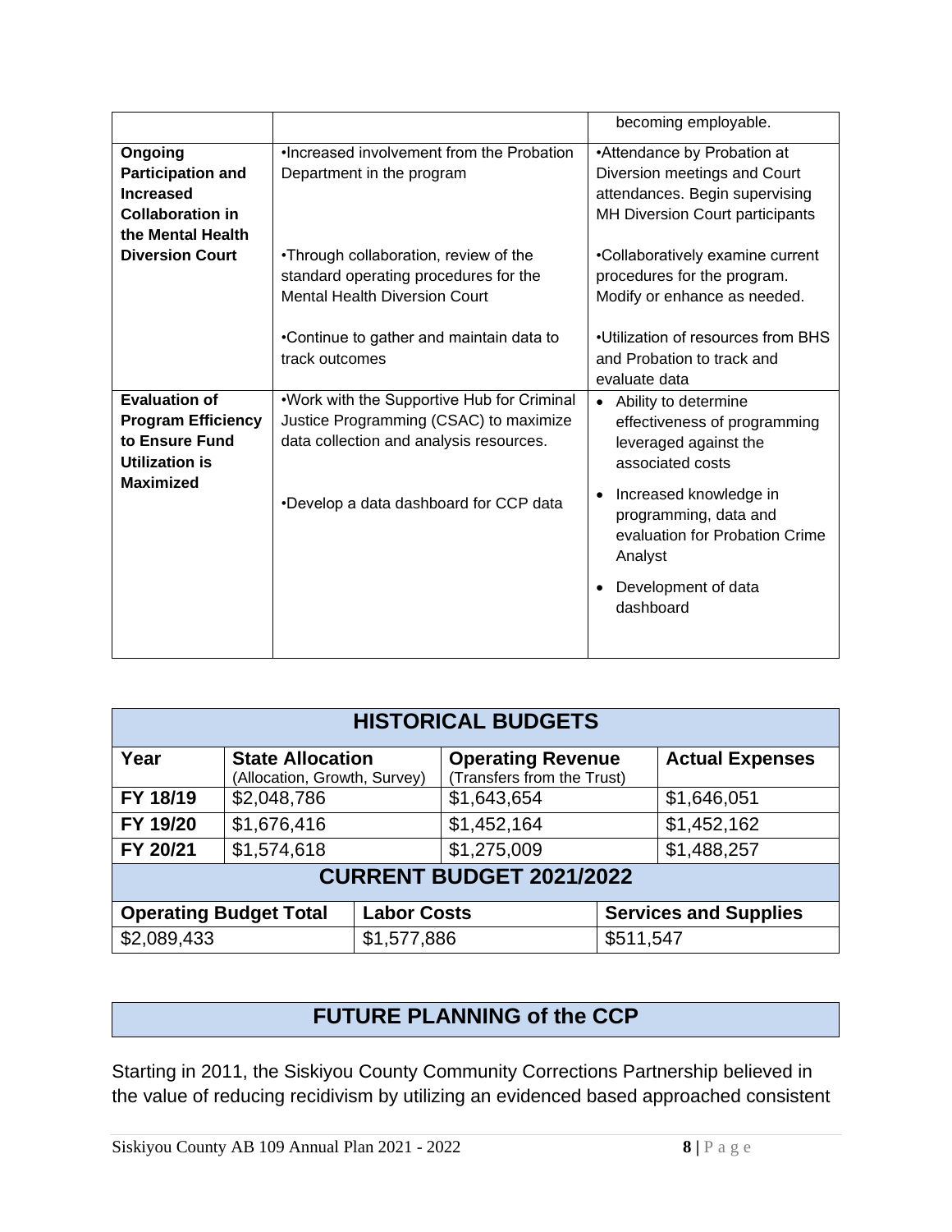| | | becoming employable. |
|---|---|---|
| **Ongoing Participation and Increased Collaboration in the Mental Health Diversion Court** | •Increased involvement from the Probation Department in the program | •Attendance by Probation at Diversion meetings and Court attendances. Begin supervising MH Diversion Court participants |
| | •Through collaboration, review of the standard operating procedures for the Mental Health Diversion Court | •Collaboratively examine current procedures for the program. Modify or enhance as needed. |
| | •Continue to gather and maintain data to track outcomes | •Utilization of resources from BHS and Probation to track and evaluate data |
| **Evaluation of Program Efficiency to Ensure Fund Utilization is Maximized** | •Work with the Supportive Hub for Criminal Justice Programming (CSAC) to maximize data collection and analysis resources. | • Ability to determine effectiveness of programming leveraged against the associated costs |
| | •Develop a data dashboard for CCP data | • Increased knowledge in programming, data and evaluation for Probation Crime Analyst<br>• Development of data dashboard |

| HISTORICAL BUDGETS | | | |
|---|---|---|---|
| **Year** | **State Allocation** (Allocation, Growth, Survey) | **Operating Revenue** (Transfers from the Trust) | **Actual Expenses** |
| **FY 18/19** | $2,048,786 | $1,643,654 | $1,646,051 |
| **FY 19/20** | $1,676,416 | $1,452,164 | $1,452,162 |
| **FY 20/21** | $1,574,618 | $1,275,009 | $1,488,257 |

| CURRENT BUDGET 2021/2022 | | |
|---|---|---|
| **Operating Budget Total** | **Labor Costs** | **Services and Supplies** |
| $2,089,433 | $1,577,886 | $511,547 |

## FUTURE PLANNING of the CCP

Starting in 2011, the Siskiyou County Community Corrections Partnership believed in the value of reducing recidivism by utilizing an evidenced based approached consistent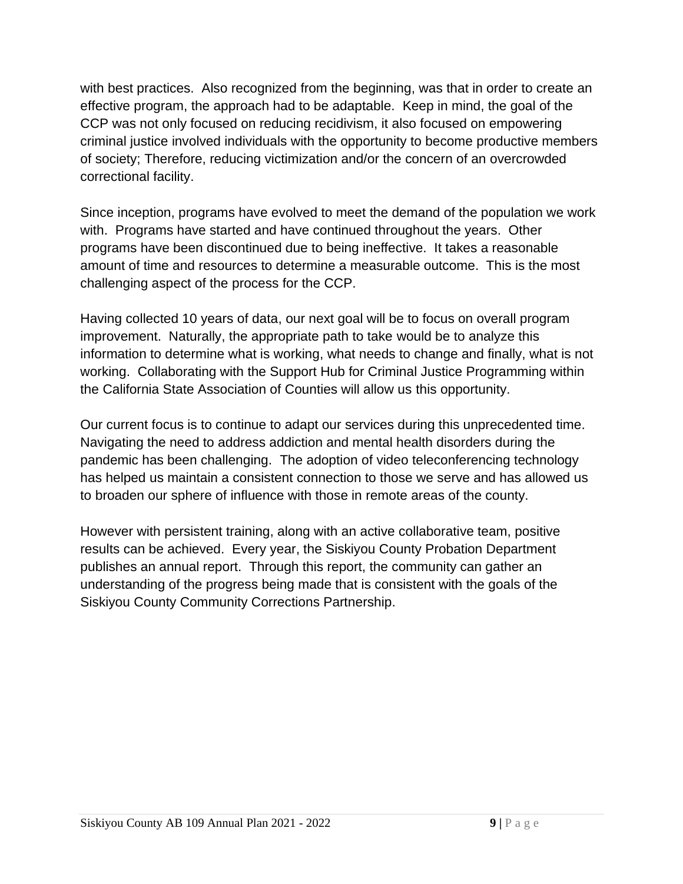with best practices. Also recognized from the beginning, was that in order to create an effective program, the approach had to be adaptable. Keep in mind, the goal of the CCP was not only focused on reducing recidivism, it also focused on empowering criminal justice involved individuals with the opportunity to become productive members of society; Therefore, reducing victimization and/or the concern of an overcrowded correctional facility.

Since inception, programs have evolved to meet the demand of the population we work with. Programs have started and have continued throughout the years. Other programs have been discontinued due to being ineffective. It takes a reasonable amount of time and resources to determine a measurable outcome. This is the most challenging aspect of the process for the CCP.

Having collected 10 years of data, our next goal will be to focus on overall program improvement. Naturally, the appropriate path to take would be to analyze this information to determine what is working, what needs to change and finally, what is not working. Collaborating with the Support Hub for Criminal Justice Programming within the California State Association of Counties will allow us this opportunity.

Our current focus is to continue to adapt our services during this unprecedented time. Navigating the need to address addiction and mental health disorders during the pandemic has been challenging. The adoption of video teleconferencing technology has helped us maintain a consistent connection to those we serve and has allowed us to broaden our sphere of influence with those in remote areas of the county.

However with persistent training, along with an active collaborative team, positive results can be achieved. Every year, the Siskiyou County Probation Department publishes an annual report. Through this report, the community can gather an understanding of the progress being made that is consistent with the goals of the Siskiyou County Community Corrections Partnership.